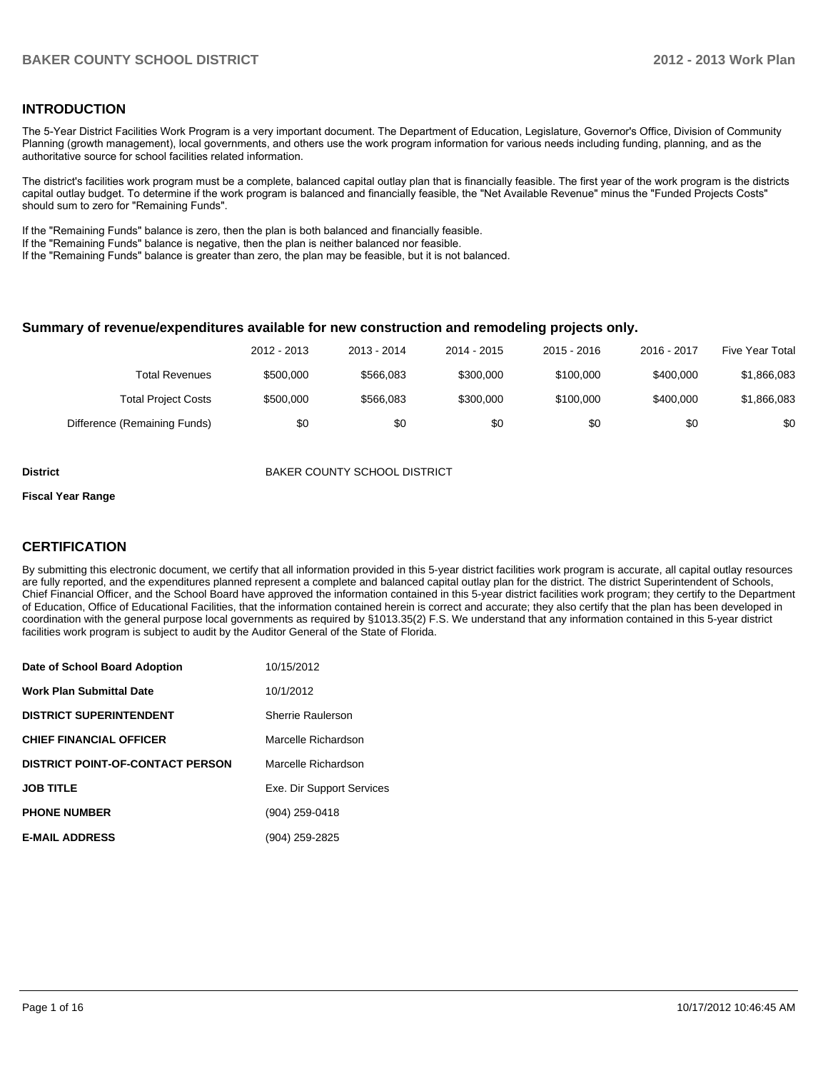## INTRODUCTION

The 5-Year District Facilities Work Program is a very important document. The Department of Education, Legislature, Governor's Office, Division of Community Planning (growth management), local governments, and others use the work program information for various needs including funding, planning, and as the authoritative source for school facilities related information.

The district's facilities work program must be a complete, balanced capital outlay plan that is financially feasible. The first year of the work program is the districts capital outlay budget. To determine if the work program is balanced and financially feasible, the "Net Available Revenue" minus the "Funded Projects Costs" should sum to zero for "Remaining Funds".

If the "Remaining Funds" balance is zero, then the plan is both balanced and financially feasible.
If the "Remaining Funds" balance is negative, then the plan is neither balanced nor feasible.
If the "Remaining Funds" balance is greater than zero, the plan may be feasible, but it is not balanced.

### Summary of revenue/expenditures available for new construction and remodeling projects only.

| | 2012 - 2013 | 2013 - 2014 | 2014 - 2015 | 2015 - 2016 | 2016 - 2017 | Five Year Total |
|---|---|---|---|---|---|---|
| Total Revenues | $500,000 | $566,083 | $300,000 | $100,000 | $400,000 | $1,866,083 |
| Total Project Costs | $500,000 | $566,083 | $300,000 | $100,000 | $400,000 | $1,866,083 |
| Difference (Remaining Funds) | $0 | $0 | $0 | $0 | $0 | $0 |

**District** BAKER COUNTY SCHOOL DISTRICT

**Fiscal Year Range**

## CERTIFICATION

By submitting this electronic document, we certify that all information provided in this 5-year district facilities work program is accurate, all capital outlay resources are fully reported, and the expenditures planned represent a complete and balanced capital outlay plan for the district. The district Superintendent of Schools, Chief Financial Officer, and the School Board have approved the information contained in this 5-year district facilities work program; they certify to the Department of Education, Office of Educational Facilities, that the information contained herein is correct and accurate; they also certify that the plan has been developed in coordination with the general purpose local governments as required by §1013.35(2) F.S. We understand that any information contained in this 5-year district facilities work program is subject to audit by the Auditor General of the State of Florida.

| | |
|---|---|
| **Date of School Board Adoption** | 10/15/2012 |
| **Work Plan Submittal Date** | 10/1/2012 |
| **DISTRICT SUPERINTENDENT** | Sherrie Raulerson |
| **CHIEF FINANCIAL OFFICER** | Marcelle Richardson |
| **DISTRICT POINT-OF-CONTACT PERSON** | Marcelle Richardson |
| **JOB TITLE** | Exe. Dir Support Services |
| **PHONE NUMBER** | (904) 259-0418 |
| **E-MAIL ADDRESS** | (904) 259-2825 |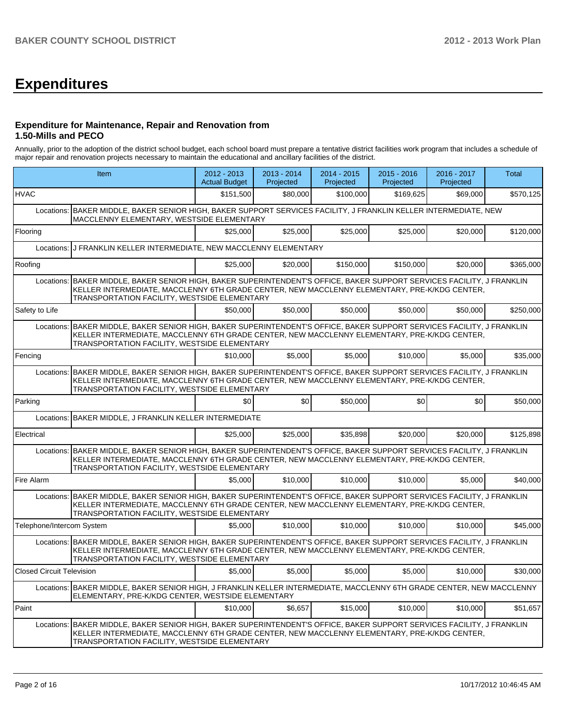# Expenditures

### Expenditure for Maintenance, Repair and Renovation from 1.50-Mills and PECO

Annually, prior to the adoption of the district school budget, each school board must prepare a tentative district facilities work program that includes a schedule of major repair and renovation projects necessary to maintain the educational and ancillary facilities of the district.

| Item | | 2012 - 2013 Actual Budget | 2013 - 2014 Projected | 2014 - 2015 Projected | 2015 - 2016 Projected | 2016 - 2017 Projected | Total |
|---|---|---|---|---|---|---|---|
| HVAC | | $151,500 | $80,000 | $100,000 | $169,625 | $69,000 | $570,125 |
| Locations: | BAKER MIDDLE, BAKER SENIOR HIGH, BAKER SUPPORT SERVICES FACILITY, J FRANKLIN KELLER INTERMEDIATE, NEW MACCLENNY ELEMENTARY, WESTSIDE ELEMENTARY | | | | | | |
| Flooring | | $25,000 | $25,000 | $25,000 | $25,000 | $20,000 | $120,000 |
| Locations: | J FRANKLIN KELLER INTERMEDIATE, NEW MACCLENNY ELEMENTARY | | | | | | |
| Roofing | | $25,000 | $20,000 | $150,000 | $150,000 | $20,000 | $365,000 |
| Locations: | BAKER MIDDLE, BAKER SENIOR HIGH, BAKER SUPERINTENDENT'S OFFICE, BAKER SUPPORT SERVICES FACILITY, J FRANKLIN KELLER INTERMEDIATE, MACCLENNY 6TH GRADE CENTER, NEW MACCLENNY ELEMENTARY, PRE-K/KDG CENTER, TRANSPORTATION FACILITY, WESTSIDE ELEMENTARY | | | | | | |
| Safety to Life | | $50,000 | $50,000 | $50,000 | $50,000 | $50,000 | $250,000 |
| Locations: | BAKER MIDDLE, BAKER SENIOR HIGH, BAKER SUPERINTENDENT'S OFFICE, BAKER SUPPORT SERVICES FACILITY, J FRANKLIN KELLER INTERMEDIATE, MACCLENNY 6TH GRADE CENTER, NEW MACCLENNY ELEMENTARY, PRE-K/KDG CENTER, TRANSPORTATION FACILITY, WESTSIDE ELEMENTARY | | | | | | |
| Fencing | | $10,000 | $5,000 | $5,000 | $10,000 | $5,000 | $35,000 |
| Locations: | BAKER MIDDLE, BAKER SENIOR HIGH, BAKER SUPERINTENDENT'S OFFICE, BAKER SUPPORT SERVICES FACILITY, J FRANKLIN KELLER INTERMEDIATE, MACCLENNY 6TH GRADE CENTER, NEW MACCLENNY ELEMENTARY, PRE-K/KDG CENTER, TRANSPORTATION FACILITY, WESTSIDE ELEMENTARY | | | | | | |
| Parking | | $0 | $0 | $50,000 | $0 | $0 | $50,000 |
| Locations: | BAKER MIDDLE, J FRANKLIN KELLER INTERMEDIATE | | | | | | |
| Electrical | | $25,000 | $25,000 | $35,898 | $20,000 | $20,000 | $125,898 |
| Locations: | BAKER MIDDLE, BAKER SENIOR HIGH, BAKER SUPERINTENDENT'S OFFICE, BAKER SUPPORT SERVICES FACILITY, J FRANKLIN KELLER INTERMEDIATE, MACCLENNY 6TH GRADE CENTER, NEW MACCLENNY ELEMENTARY, PRE-K/KDG CENTER, TRANSPORTATION FACILITY, WESTSIDE ELEMENTARY | | | | | | |
| Fire Alarm | | $5,000 | $10,000 | $10,000 | $10,000 | $5,000 | $40,000 |
| Locations: | BAKER MIDDLE, BAKER SENIOR HIGH, BAKER SUPERINTENDENT'S OFFICE, BAKER SUPPORT SERVICES FACILITY, J FRANKLIN KELLER INTERMEDIATE, MACCLENNY 6TH GRADE CENTER, NEW MACCLENNY ELEMENTARY, PRE-K/KDG CENTER, TRANSPORTATION FACILITY, WESTSIDE ELEMENTARY | | | | | | |
| Telephone/Intercom System | | $5,000 | $10,000 | $10,000 | $10,000 | $10,000 | $45,000 |
| Locations: | BAKER MIDDLE, BAKER SENIOR HIGH, BAKER SUPERINTENDENT'S OFFICE, BAKER SUPPORT SERVICES FACILITY, J FRANKLIN KELLER INTERMEDIATE, MACCLENNY 6TH GRADE CENTER, NEW MACCLENNY ELEMENTARY, PRE-K/KDG CENTER, TRANSPORTATION FACILITY, WESTSIDE ELEMENTARY | | | | | | |
| Closed Circuit Television | | $5,000 | $5,000 | $5,000 | $5,000 | $10,000 | $30,000 |
| Locations: | BAKER MIDDLE, BAKER SENIOR HIGH, J FRANKLIN KELLER INTERMEDIATE, MACCLENNY 6TH GRADE CENTER, NEW MACCLENNY ELEMENTARY, PRE-K/KDG CENTER, WESTSIDE ELEMENTARY | | | | | | |
| Paint | | $10,000 | $6,657 | $15,000 | $10,000 | $10,000 | $51,657 |
| Locations: | BAKER MIDDLE, BAKER SENIOR HIGH, BAKER SUPERINTENDENT'S OFFICE, BAKER SUPPORT SERVICES FACILITY, J FRANKLIN KELLER INTERMEDIATE, MACCLENNY 6TH GRADE CENTER, NEW MACCLENNY ELEMENTARY, PRE-K/KDG CENTER, TRANSPORTATION FACILITY, WESTSIDE ELEMENTARY | | | | | | |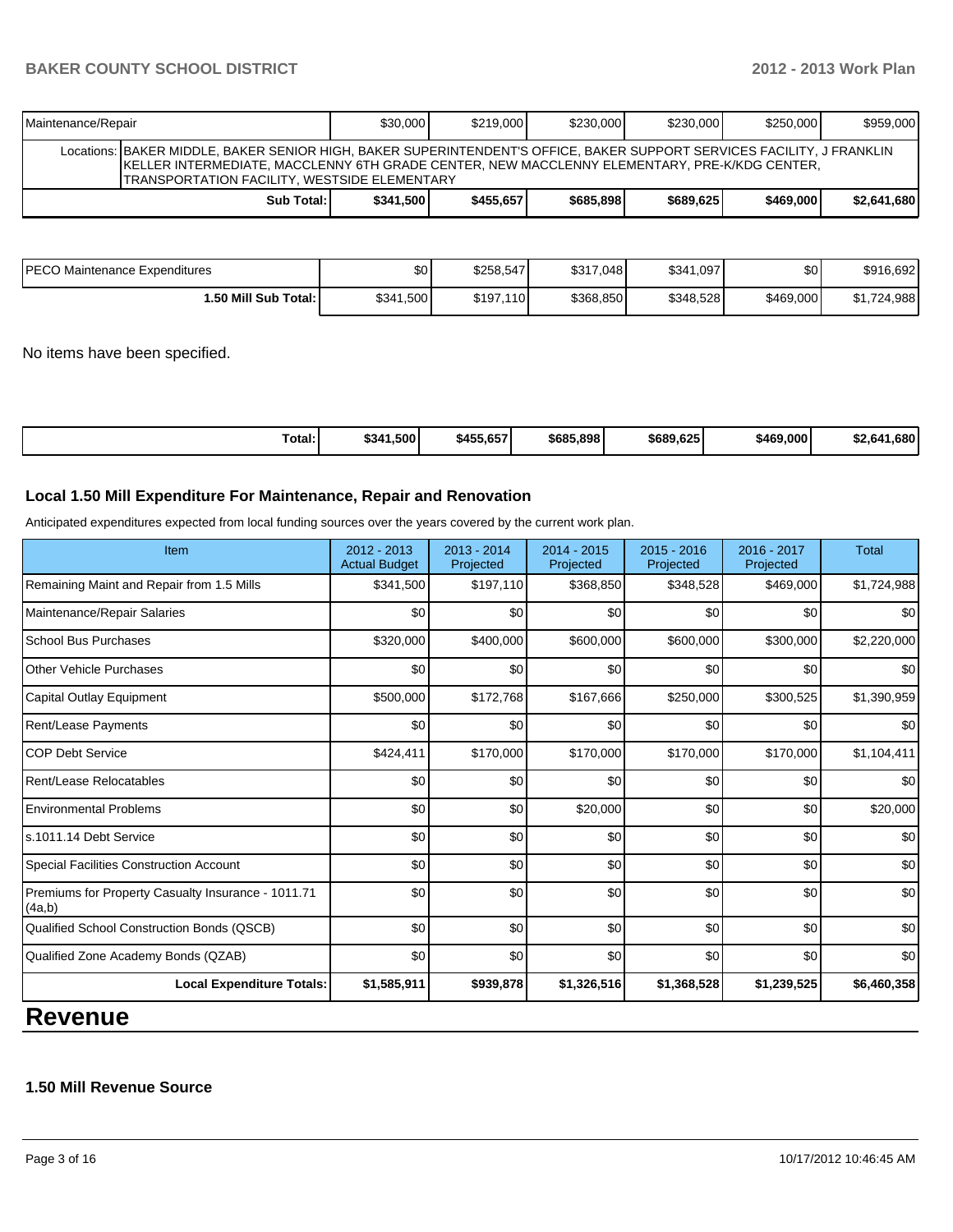| Maintenance/Repair | $30,000 | $219,000 | $230,000 | $230,000 | $250,000 | $959,000 |
|---|---|---|---|---|---|---|
| Locations: BAKER MIDDLE, BAKER SENIOR HIGH, BAKER SUPERINTENDENT'S OFFICE, BAKER SUPPORT SERVICES FACILITY, J FRANKLIN KELLER INTERMEDIATE, MACCLENNY 6TH GRADE CENTER, NEW MACCLENNY ELEMENTARY, PRE-K/KDG CENTER, TRANSPORTATION FACILITY, WESTSIDE ELEMENTARY | | | | | | |
| **Sub Total:** | **$341,500** | **$455,657** | **$685,898** | **$689,625** | **$469,000** | **$2,641,680** |

| PECO Maintenance Expenditures | $0 | $258,547 | $317,048 | $341,097 | $0 | $916,692 |
|---|---|---|---|---|---|---|
| **1.50 Mill Sub Total:** | $341,500 | $197,110 | $368,850 | $348,528 | $469,000 | $1,724,988 |

No items have been specified.

| **Total:** | **$341,500** | **$455,657** | **$685,898** | **$689,625** | **$469,000** | **$2,641,680** |
|---|---|---|---|---|---|---|

### Local 1.50 Mill Expenditure For Maintenance, Repair and Renovation

Anticipated expenditures expected from local funding sources over the years covered by the current work plan.

| Item | 2012 - 2013 Actual Budget | 2013 - 2014 Projected | 2014 - 2015 Projected | 2015 - 2016 Projected | 2016 - 2017 Projected | Total |
|---|---|---|---|---|---|---|
| Remaining Maint and Repair from 1.5 Mills | $341,500 | $197,110 | $368,850 | $348,528 | $469,000 | $1,724,988 |
| Maintenance/Repair Salaries | $0 | $0 | $0 | $0 | $0 | $0 |
| School Bus Purchases | $320,000 | $400,000 | $600,000 | $600,000 | $300,000 | $2,220,000 |
| Other Vehicle Purchases | $0 | $0 | $0 | $0 | $0 | $0 |
| Capital Outlay Equipment | $500,000 | $172,768 | $167,666 | $250,000 | $300,525 | $1,390,959 |
| Rent/Lease Payments | $0 | $0 | $0 | $0 | $0 | $0 |
| COP Debt Service | $424,411 | $170,000 | $170,000 | $170,000 | $170,000 | $1,104,411 |
| Rent/Lease Relocatables | $0 | $0 | $0 | $0 | $0 | $0 |
| Environmental Problems | $0 | $0 | $20,000 | $0 | $0 | $20,000 |
| s.1011.14 Debt Service | $0 | $0 | $0 | $0 | $0 | $0 |
| Special Facilities Construction Account | $0 | $0 | $0 | $0 | $0 | $0 |
| Premiums for Property Casualty Insurance - 1011.71 (4a,b) | $0 | $0 | $0 | $0 | $0 | $0 |
| Qualified School Construction Bonds (QSCB) | $0 | $0 | $0 | $0 | $0 | $0 |
| Qualified Zone Academy Bonds (QZAB) | $0 | $0 | $0 | $0 | $0 | $0 |
| **Local Expenditure Totals:** | **$1,585,911** | **$939,878** | **$1,326,516** | **$1,368,528** | **$1,239,525** | **$6,460,358** |

# Revenue

### 1.50 Mill Revenue Source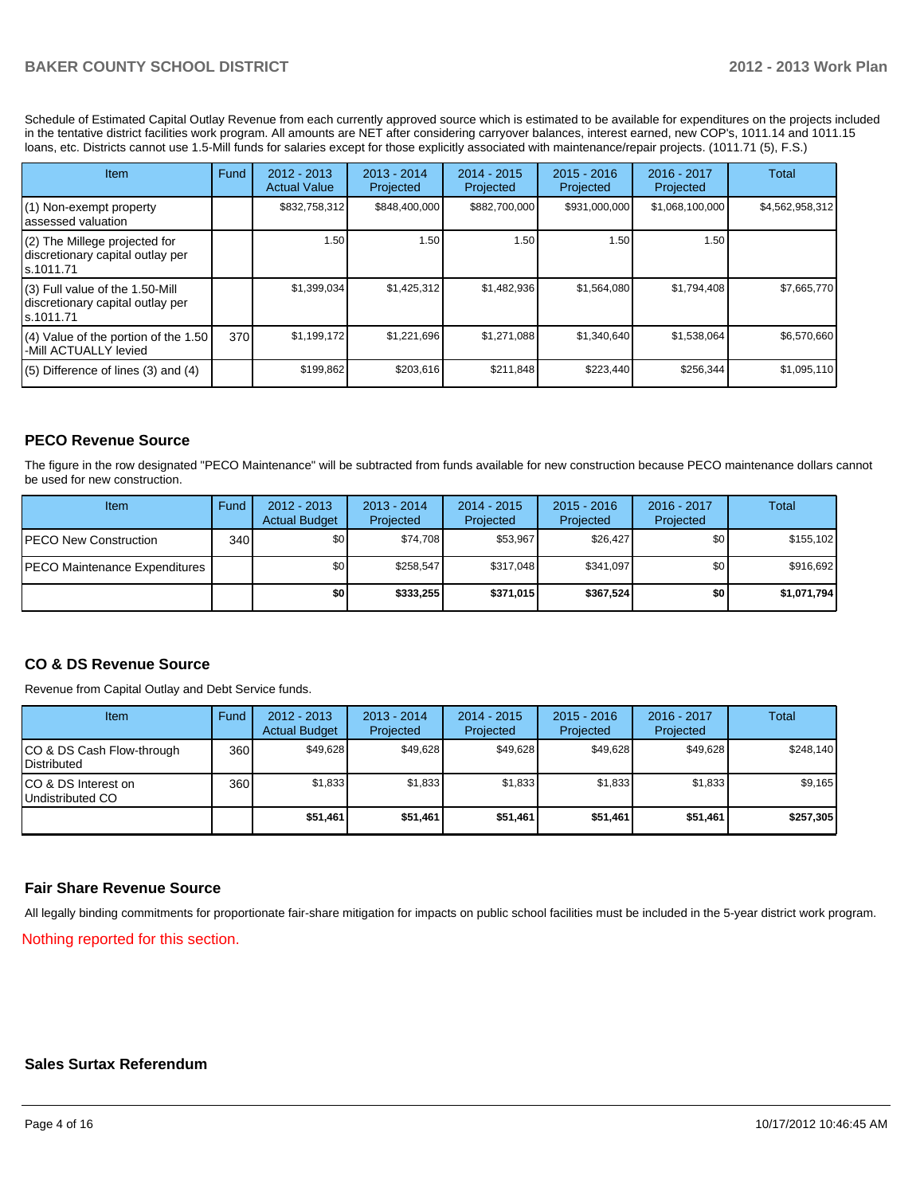Schedule of Estimated Capital Outlay Revenue from each currently approved source which is estimated to be available for expenditures on the projects included in the tentative district facilities work program. All amounts are NET after considering carryover balances, interest earned, new COP's, 1011.14 and 1011.15 loans, etc. Districts cannot use 1.5-Mill funds for salaries except for those explicitly associated with maintenance/repair projects. (1011.71 (5), F.S.)

| Item | Fund | 2012 - 2013 Actual Value | 2013 - 2014 Projected | 2014 - 2015 Projected | 2015 - 2016 Projected | 2016 - 2017 Projected | Total |
|---|---|---|---|---|---|---|---|
| (1) Non-exempt property assessed valuation | | $832,758,312 | $848,400,000 | $882,700,000 | $931,000,000 | $1,068,100,000 | $4,562,958,312 |
| (2) The Millege projected for discretionary capital outlay per s.1011.71 | | 1.50 | 1.50 | 1.50 | 1.50 | 1.50 | |
| (3) Full value of the 1.50-Mill discretionary capital outlay per s.1011.71 | | $1,399,034 | $1,425,312 | $1,482,936 | $1,564,080 | $1,794,408 | $7,665,770 |
| (4) Value of the portion of the 1.50 -Mill ACTUALLY levied | 370 | $1,199,172 | $1,221,696 | $1,271,088 | $1,340,640 | $1,538,064 | $6,570,660 |
| (5) Difference of lines (3) and (4) | | $199,862 | $203,616 | $211,848 | $223,440 | $256,344 | $1,095,110 |

## PECO Revenue Source

The figure in the row designated "PECO Maintenance" will be subtracted from funds available for new construction because PECO maintenance dollars cannot be used for new construction.

| Item | Fund | 2012 - 2013 Actual Budget | 2013 - 2014 Projected | 2014 - 2015 Projected | 2015 - 2016 Projected | 2016 - 2017 Projected | Total |
|---|---|---|---|---|---|---|---|
| PECO New Construction | 340 | $0 | $74,708 | $53,967 | $26,427 | $0 | $155,102 |
| PECO Maintenance Expenditures | | $0 | $258,547 | $317,048 | $341,097 | $0 | $916,692 |
| | | **$0** | **$333,255** | **$371,015** | **$367,524** | **$0** | **$1,071,794** |

## CO & DS Revenue Source

Revenue from Capital Outlay and Debt Service funds.

| Item | Fund | 2012 - 2013 Actual Budget | 2013 - 2014 Projected | 2014 - 2015 Projected | 2015 - 2016 Projected | 2016 - 2017 Projected | Total |
|---|---|---|---|---|---|---|---|
| CO & DS Cash Flow-through Distributed | 360 | $49,628 | $49,628 | $49,628 | $49,628 | $49,628 | $248,140 |
| CO & DS Interest on Undistributed CO | 360 | $1,833 | $1,833 | $1,833 | $1,833 | $1,833 | $9,165 |
| | | **$51,461** | **$51,461** | **$51,461** | **$51,461** | **$51,461** | **$257,305** |

## Fair Share Revenue Source

All legally binding commitments for proportionate fair-share mitigation for impacts on public school facilities must be included in the 5-year district work program.

Nothing reported for this section.

## Sales Surtax Referendum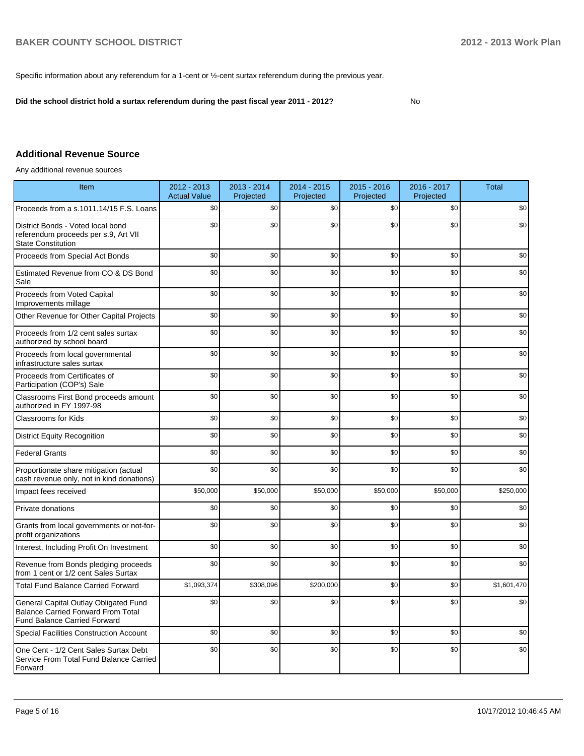Specific information about any referendum for a 1-cent or ½-cent surtax referendum during the previous year.

**Did the school district hold a surtax referendum during the past fiscal year 2011 - 2012?** No

## Additional Revenue Source

Any additional revenue sources

| Item | 2012 - 2013 Actual Value | 2013 - 2014 Projected | 2014 - 2015 Projected | 2015 - 2016 Projected | 2016 - 2017 Projected | Total |
|---|---|---|---|---|---|---|
| Proceeds from a s.1011.14/15 F.S. Loans | $0 | $0 | $0 | $0 | $0 | $0 |
| District Bonds - Voted local bond referendum proceeds per s.9, Art VII State Constitution | $0 | $0 | $0 | $0 | $0 | $0 |
| Proceeds from Special Act Bonds | $0 | $0 | $0 | $0 | $0 | $0 |
| Estimated Revenue from CO & DS Bond Sale | $0 | $0 | $0 | $0 | $0 | $0 |
| Proceeds from Voted Capital Improvements millage | $0 | $0 | $0 | $0 | $0 | $0 |
| Other Revenue for Other Capital Projects | $0 | $0 | $0 | $0 | $0 | $0 |
| Proceeds from 1/2 cent sales surtax authorized by school board | $0 | $0 | $0 | $0 | $0 | $0 |
| Proceeds from local governmental infrastructure sales surtax | $0 | $0 | $0 | $0 | $0 | $0 |
| Proceeds from Certificates of Participation (COP's) Sale | $0 | $0 | $0 | $0 | $0 | $0 |
| Classrooms First Bond proceeds amount authorized in FY 1997-98 | $0 | $0 | $0 | $0 | $0 | $0 |
| Classrooms for Kids | $0 | $0 | $0 | $0 | $0 | $0 |
| District Equity Recognition | $0 | $0 | $0 | $0 | $0 | $0 |
| Federal Grants | $0 | $0 | $0 | $0 | $0 | $0 |
| Proportionate share mitigation (actual cash revenue only, not in kind donations) | $0 | $0 | $0 | $0 | $0 | $0 |
| Impact fees received | $50,000 | $50,000 | $50,000 | $50,000 | $50,000 | $250,000 |
| Private donations | $0 | $0 | $0 | $0 | $0 | $0 |
| Grants from local governments or not-for-profit organizations | $0 | $0 | $0 | $0 | $0 | $0 |
| Interest, Including Profit On Investment | $0 | $0 | $0 | $0 | $0 | $0 |
| Revenue from Bonds pledging proceeds from 1 cent or 1/2 cent Sales Surtax | $0 | $0 | $0 | $0 | $0 | $0 |
| Total Fund Balance Carried Forward | $1,093,374 | $308,096 | $200,000 | $0 | $0 | $1,601,470 |
| General Capital Outlay Obligated Fund Balance Carried Forward From Total Fund Balance Carried Forward | $0 | $0 | $0 | $0 | $0 | $0 |
| Special Facilities Construction Account | $0 | $0 | $0 | $0 | $0 | $0 |
| One Cent - 1/2 Cent Sales Surtax Debt Service From Total Fund Balance Carried Forward | $0 | $0 | $0 | $0 | $0 | $0 |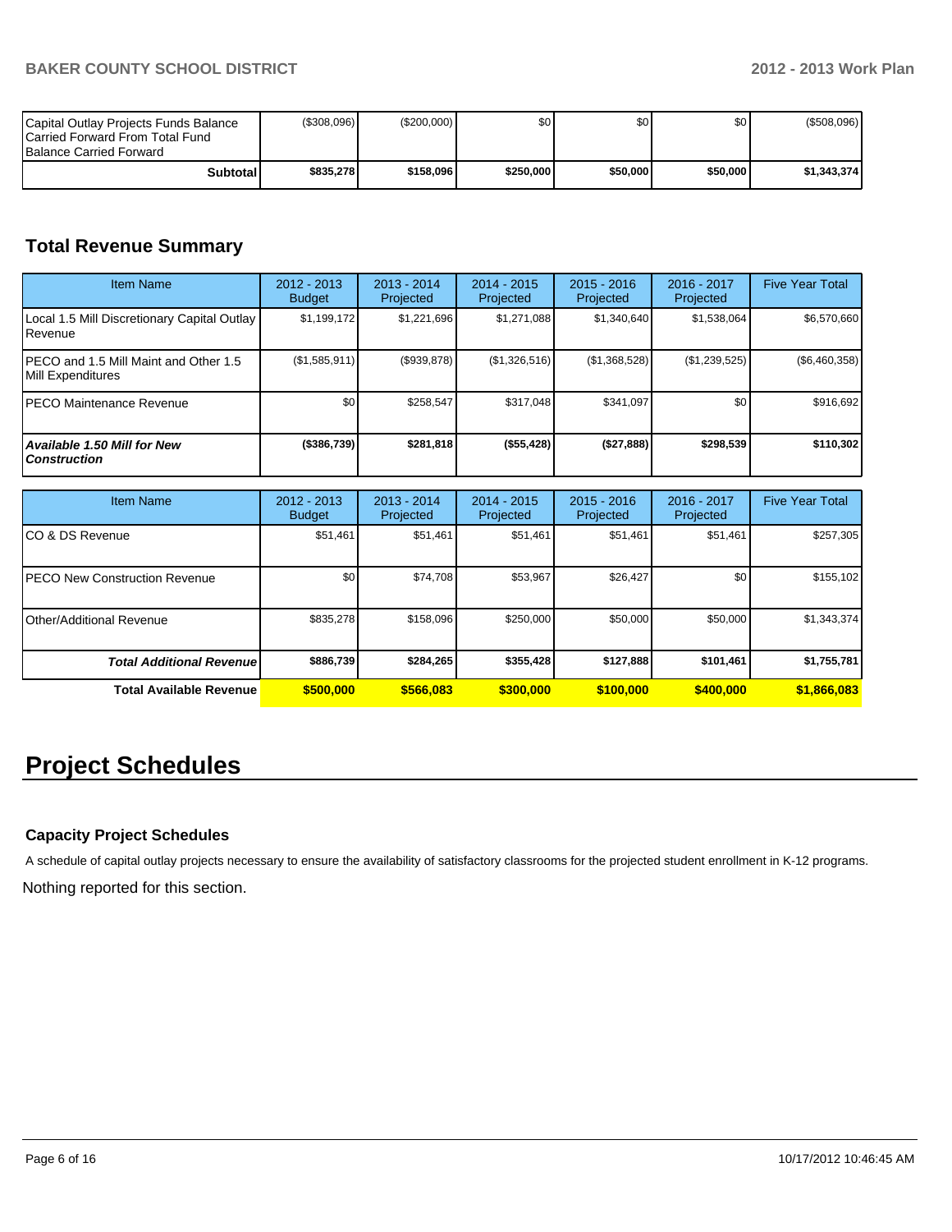| | | | | | | |
|---|---|---|---|---|---|---|
| Capital Outlay Projects Funds Balance Carried Forward From Total Fund Balance Carried Forward | ($308,096) | ($200,000) | $0 | $0 | $0 | ($508,096) |
| **Subtotal** | **$835,278** | **$158,096** | **$250,000** | **$50,000** | **$50,000** | **$1,343,374** |

## Total Revenue Summary

| Item Name | 2012 - 2013 Budget | 2013 - 2014 Projected | 2014 - 2015 Projected | 2015 - 2016 Projected | 2016 - 2017 Projected | Five Year Total |
|---|---|---|---|---|---|---|
| Local 1.5 Mill Discretionary Capital Outlay Revenue | $1,199,172 | $1,221,696 | $1,271,088 | $1,340,640 | $1,538,064 | $6,570,660 |
| PECO and 1.5 Mill Maint and Other 1.5 Mill Expenditures | ($1,585,911) | ($939,878) | ($1,326,516) | ($1,368,528) | ($1,239,525) | ($6,460,358) |
| PECO Maintenance Revenue | $0 | $258,547 | $317,048 | $341,097 | $0 | $916,692 |
| ***Available 1.50 Mill for New Construction*** | **($386,739)** | **$281,818** | **($55,428)** | **($27,888)** | **$298,539** | **$110,302** |

| Item Name | 2012 - 2013 Budget | 2013 - 2014 Projected | 2014 - 2015 Projected | 2015 - 2016 Projected | 2016 - 2017 Projected | Five Year Total |
|---|---|---|---|---|---|---|
| CO & DS Revenue | $51,461 | $51,461 | $51,461 | $51,461 | $51,461 | $257,305 |
| PECO New Construction Revenue | $0 | $74,708 | $53,967 | $26,427 | $0 | $155,102 |
| Other/Additional Revenue | $835,278 | $158,096 | $250,000 | $50,000 | $50,000 | $1,343,374 |
| ***Total Additional Revenue*** | **$886,739** | **$284,265** | **$355,428** | **$127,888** | **$101,461** | **$1,755,781** |
| **Total Available Revenue** | **$500,000** | **$566,083** | **$300,000** | **$100,000** | **$400,000** | **$1,866,083** |

# Project Schedules

### Capacity Project Schedules

A schedule of capital outlay projects necessary to ensure the availability of satisfactory classrooms for the projected student enrollment in K-12 programs.

Nothing reported for this section.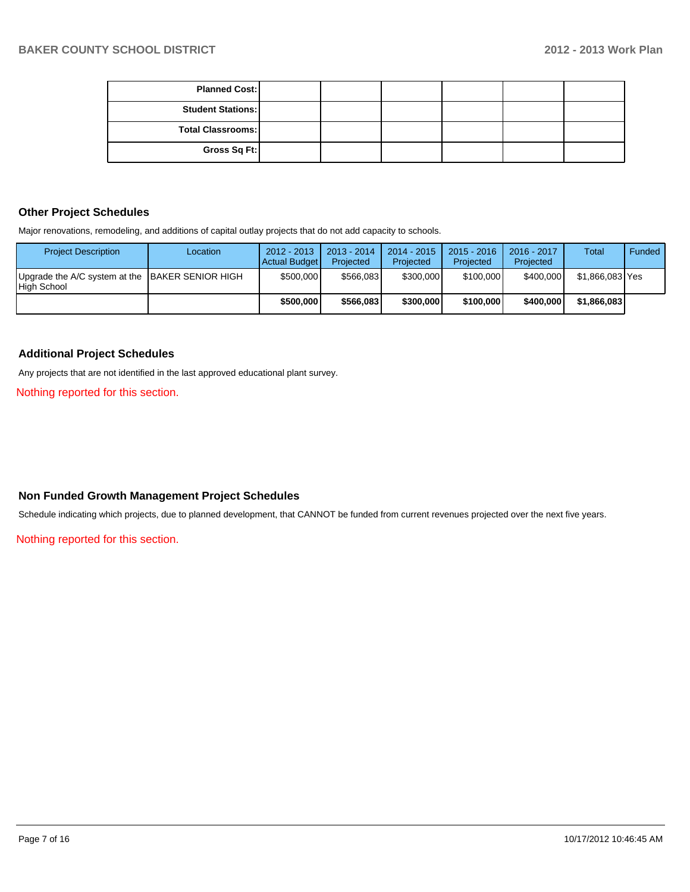| Planned Cost: | | | | | | |
|---|---|---|---|---|---|---|
| Student Stations: | | | | | | |
| Total Classrooms: | | | | | | |
| Gross Sq Ft: | | | | | | |

## Other Project Schedules

Major renovations, remodeling, and additions of capital outlay projects that do not add capacity to schools.

| Project Description | Location | 2012 - 2013 Actual Budget | 2013 - 2014 Projected | 2014 - 2015 Projected | 2015 - 2016 Projected | 2016 - 2017 Projected | Total | Funded |
|---|---|---|---|---|---|---|---|---|
| Upgrade the A/C system at the High School | BAKER SENIOR HIGH | $500,000 | $566,083 | $300,000 | $100,000 | $400,000 | $1,866,083 | Yes |
| | | **$500,000** | **$566,083** | **$300,000** | **$100,000** | **$400,000** | **$1,866,083** | |

## Additional Project Schedules

Any projects that are not identified in the last approved educational plant survey.

Nothing reported for this section.

## Non Funded Growth Management Project Schedules

Schedule indicating which projects, due to planned development, that CANNOT be funded from current revenues projected over the next five years.

Nothing reported for this section.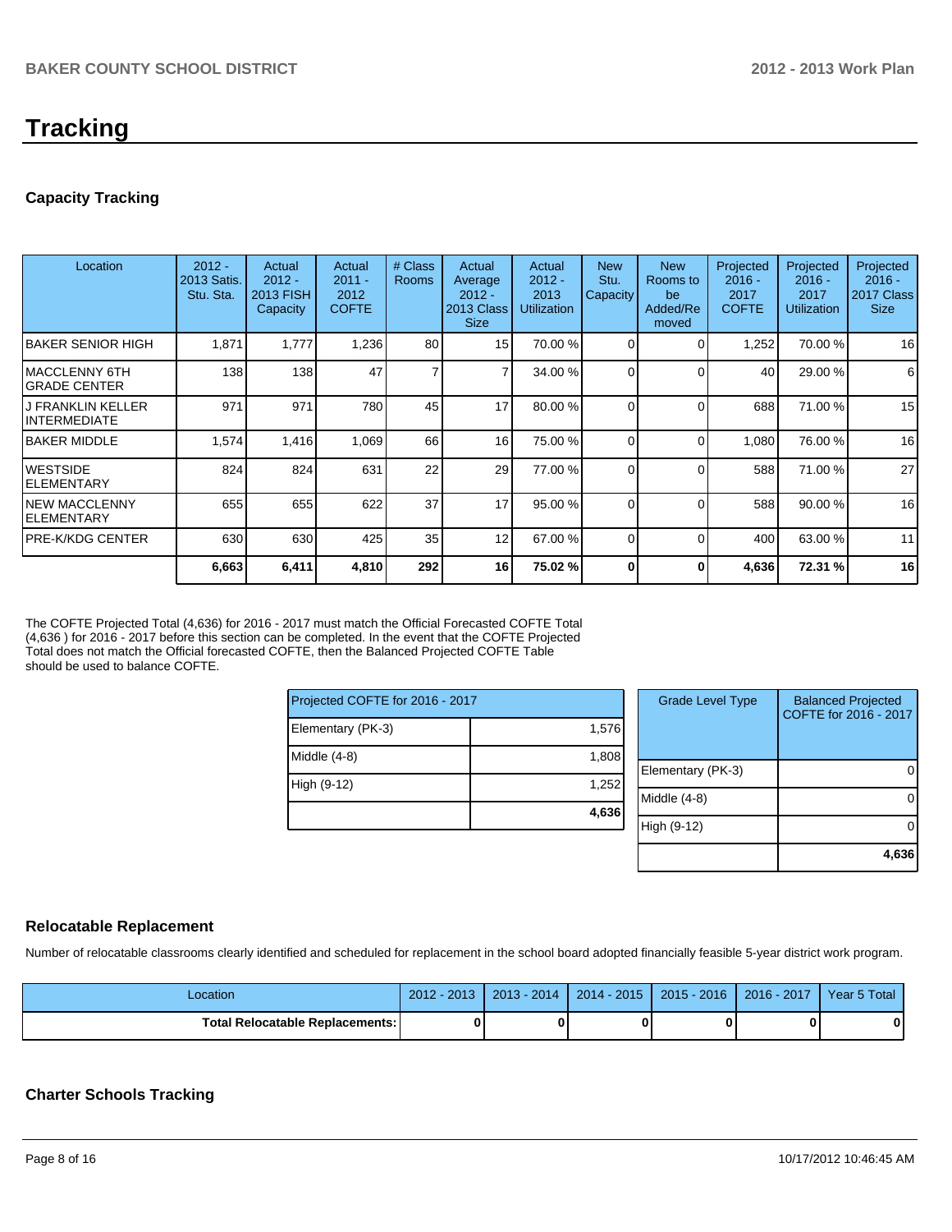# Tracking

### Capacity Tracking

| Location | 2012 - 2013 Satis. Stu. Sta. | Actual 2012 - 2013 FISH Capacity | Actual 2011 - 2012 COFTE | # Class Rooms | Actual Average 2012 - 2013 Class Size | Actual 2012 - 2013 Utilization | New Stu. Capacity | New Rooms to be Added/Removed | Projected 2016 - 2017 COFTE | Projected 2016 - 2017 Utilization | Projected 2016 - 2017 Class Size |
|---|---|---|---|---|---|---|---|---|---|---|---|
| BAKER SENIOR HIGH | 1,871 | 1,777 | 1,236 | 80 | 15 | 70.00 % | 0 | 0 | 1,252 | 70.00 % | 16 |
| MACCLENNY 6TH GRADE CENTER | 138 | 138 | 47 | 7 | 7 | 34.00 % | 0 | 0 | 40 | 29.00 % | 6 |
| J FRANKLIN KELLER INTERMEDIATE | 971 | 971 | 780 | 45 | 17 | 80.00 % | 0 | 0 | 688 | 71.00 % | 15 |
| BAKER MIDDLE | 1,574 | 1,416 | 1,069 | 66 | 16 | 75.00 % | 0 | 0 | 1,080 | 76.00 % | 16 |
| WESTSIDE ELEMENTARY | 824 | 824 | 631 | 22 | 29 | 77.00 % | 0 | 0 | 588 | 71.00 % | 27 |
| NEW MACCLENNY ELEMENTARY | 655 | 655 | 622 | 37 | 17 | 95.00 % | 0 | 0 | 588 | 90.00 % | 16 |
| PRE-K/KDG CENTER | 630 | 630 | 425 | 35 | 12 | 67.00 % | 0 | 0 | 400 | 63.00 % | 11 |
| | **6,663** | **6,411** | **4,810** | **292** | **16** | **75.02 %** | **0** | **0** | **4,636** | **72.31 %** | **16** |

The COFTE Projected Total (4,636) for 2016 - 2017 must match the Official Forecasted COFTE Total (4,636 ) for 2016 - 2017 before this section can be completed. In the event that the COFTE Projected Total does not match the Official forecasted COFTE, then the Balanced Projected COFTE Table should be used to balance COFTE.

| Projected COFTE for 2016 - 2017 | |
|---|---|
| Elementary (PK-3) | 1,576 |
| Middle (4-8) | 1,808 |
| High (9-12) | 1,252 |
| | **4,636** |

| Grade Level Type | Balanced Projected COFTE for 2016 - 2017 |
|---|---|
| Elementary (PK-3) | 0 |
| Middle (4-8) | 0 |
| High (9-12) | 0 |
| | **4,636** |

### Relocatable Replacement

Number of relocatable classrooms clearly identified and scheduled for replacement in the school board adopted financially feasible 5-year district work program.

| Location | 2012 - 2013 | 2013 - 2014 | 2014 - 2015 | 2015 - 2016 | 2016 - 2017 | Year 5 Total |
|---|---|---|---|---|---|---|
| **Total Relocatable Replacements:** | **0** | **0** | **0** | **0** | **0** | **0** |

### Charter Schools Tracking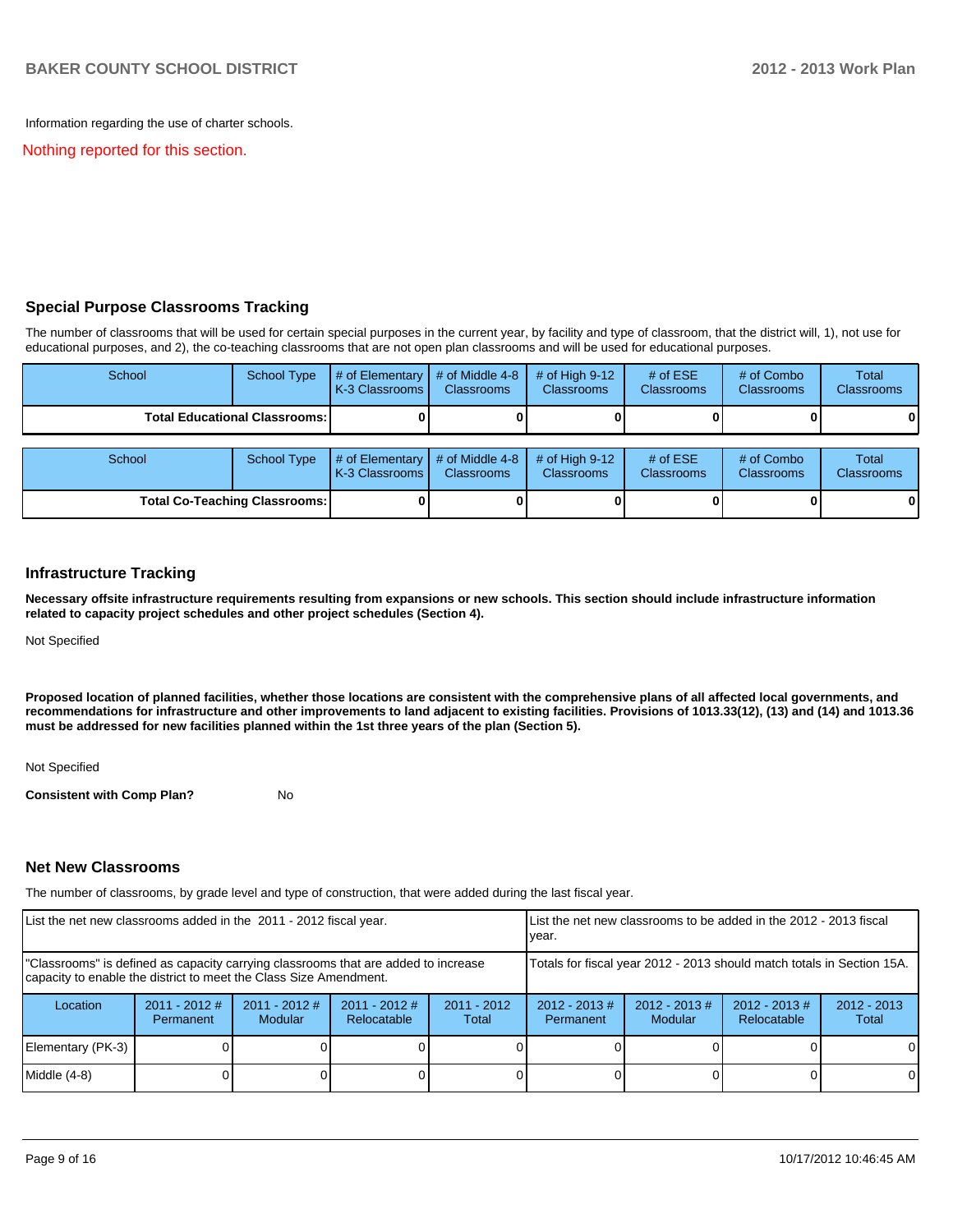Information regarding the use of charter schools.

Nothing reported for this section.

## Special Purpose Classrooms Tracking

The number of classrooms that will be used for certain special purposes in the current year, by facility and type of classroom, that the district will, 1), not use for educational purposes, and 2), the co-teaching classrooms that are not open plan classrooms and will be used for educational purposes.

| School | School Type | # of Elementary K-3 Classrooms | # of Middle 4-8 Classrooms | # of High 9-12 Classrooms | # of ESE Classrooms | # of Combo Classrooms | Total Classrooms |
|---|---|---|---|---|---|---|---|
| **Total Educational Classrooms:** | | **0** | **0** | **0** | **0** | **0** | **0** |

| School | School Type | # of Elementary K-3 Classrooms | # of Middle 4-8 Classrooms | # of High 9-12 Classrooms | # of ESE Classrooms | # of Combo Classrooms | Total Classrooms |
|---|---|---|---|---|---|---|---|
| **Total Co-Teaching Classrooms:** | | **0** | **0** | **0** | **0** | **0** | **0** |

## Infrastructure Tracking

**Necessary offsite infrastructure requirements resulting from expansions or new schools. This section should include infrastructure information related to capacity project schedules and other project schedules (Section 4).**

Not Specified

**Proposed location of planned facilities, whether those locations are consistent with the comprehensive plans of all affected local governments, and recommendations for infrastructure and other improvements to land adjacent to existing facilities. Provisions of 1013.33(12), (13) and (14) and 1013.36 must be addressed for new facilities planned within the 1st three years of the plan (Section 5).**

Not Specified

**Consistent with Comp Plan?** No

## Net New Classrooms

The number of classrooms, by grade level and type of construction, that were added during the last fiscal year.

| List the net new classrooms added in the 2011 - 2012 fiscal year. | | | | | List the net new classrooms to be added in the 2012 - 2013 fiscal year. | | | |
|---|---|---|---|---|---|---|---|---|
| "Classrooms" is defined as capacity carrying classrooms that are added to increase capacity to enable the district to meet the Class Size Amendment. | | | | | Totals for fiscal year 2012 - 2013 should match totals in Section 15A. | | | |
| Location | 2011 - 2012 # Permanent | 2011 - 2012 # Modular | 2011 - 2012 # Relocatable | 2011 - 2012 Total | 2012 - 2013 # Permanent | 2012 - 2013 # Modular | 2012 - 2013 # Relocatable | 2012 - 2013 Total |
| Elementary (PK-3) | 0 | 0 | 0 | 0 | 0 | 0 | 0 | 0 |
| Middle (4-8) | 0 | 0 | 0 | 0 | 0 | 0 | 0 | 0 |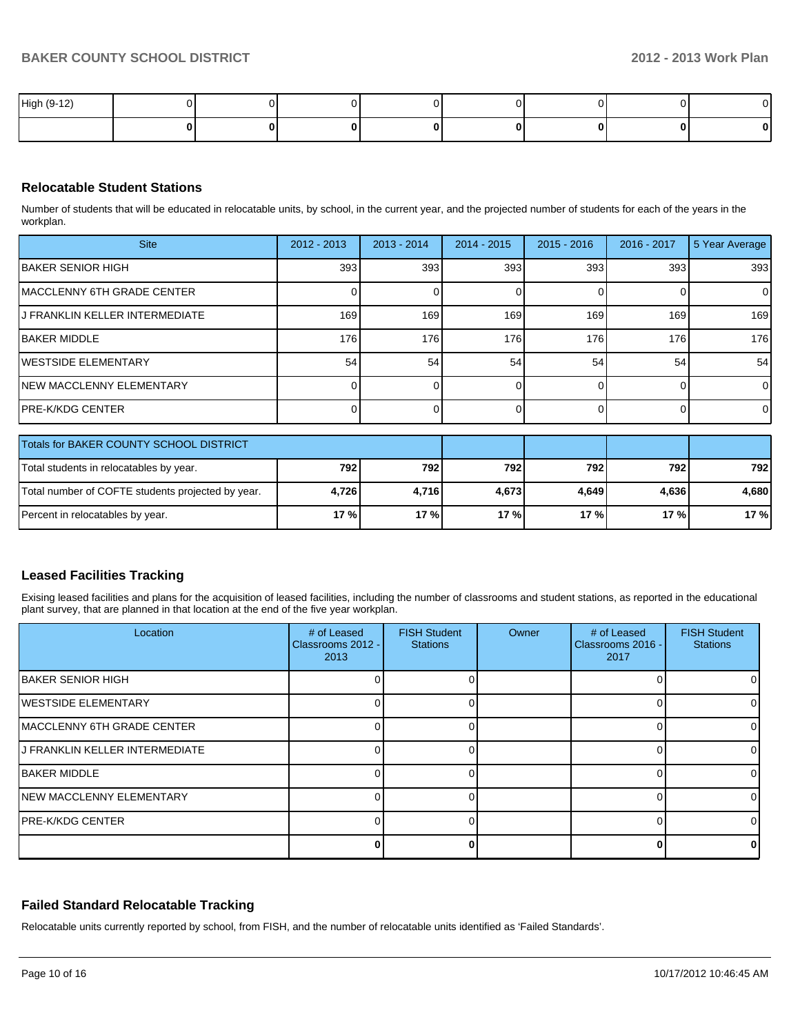| High (9-12) | 0 | 0 | 0 | 0 | 0 | 0 | 0 | 0 |
|---|---|---|---|---|---|---|---|---|
| | **0** | **0** | **0** | **0** | **0** | **0** | **0** | **0** |

## Relocatable Student Stations

Number of students that will be educated in relocatable units, by school, in the current year, and the projected number of students for each of the years in the workplan.

| Site | 2012 - 2013 | 2013 - 2014 | 2014 - 2015 | 2015 - 2016 | 2016 - 2017 | 5 Year Average |
|---|---|---|---|---|---|---|
| BAKER SENIOR HIGH | 393 | 393 | 393 | 393 | 393 | 393 |
| MACCLENNY 6TH GRADE CENTER | 0 | 0 | 0 | 0 | 0 | 0 |
| J FRANKLIN KELLER INTERMEDIATE | 169 | 169 | 169 | 169 | 169 | 169 |
| BAKER MIDDLE | 176 | 176 | 176 | 176 | 176 | 176 |
| WESTSIDE ELEMENTARY | 54 | 54 | 54 | 54 | 54 | 54 |
| NEW MACCLENNY ELEMENTARY | 0 | 0 | 0 | 0 | 0 | 0 |
| PRE-K/KDG CENTER | 0 | 0 | 0 | 0 | 0 | 0 |

| Totals for BAKER COUNTY SCHOOL DISTRICT | | | | | | |
|---|---|---|---|---|---|---|
| Total students in relocatables by year. | **792** | **792** | **792** | **792** | **792** | **792** |
| Total number of COFTE students projected by year. | **4,726** | **4,716** | **4,673** | **4,649** | **4,636** | **4,680** |
| Percent in relocatables by year. | **17 %** | **17 %** | **17 %** | **17 %** | **17 %** | **17 %** |

## Leased Facilities Tracking

Exising leased facilities and plans for the acquisition of leased facilities, including the number of classrooms and student stations, as reported in the educational plant survey, that are planned in that location at the end of the five year workplan.

| Location | # of Leased Classrooms 2012 - 2013 | FISH Student Stations | Owner | # of Leased Classrooms 2016 - 2017 | FISH Student Stations |
|---|---|---|---|---|---|
| BAKER SENIOR HIGH | 0 | 0 | | 0 | 0 |
| WESTSIDE ELEMENTARY | 0 | 0 | | 0 | 0 |
| MACCLENNY 6TH GRADE CENTER | 0 | 0 | | 0 | 0 |
| J FRANKLIN KELLER INTERMEDIATE | 0 | 0 | | 0 | 0 |
| BAKER MIDDLE | 0 | 0 | | 0 | 0 |
| NEW MACCLENNY ELEMENTARY | 0 | 0 | | 0 | 0 |
| PRE-K/KDG CENTER | 0 | 0 | | 0 | 0 |
| | **0** | **0** | | **0** | **0** |

## Failed Standard Relocatable Tracking

Relocatable units currently reported by school, from FISH, and the number of relocatable units identified as 'Failed Standards'.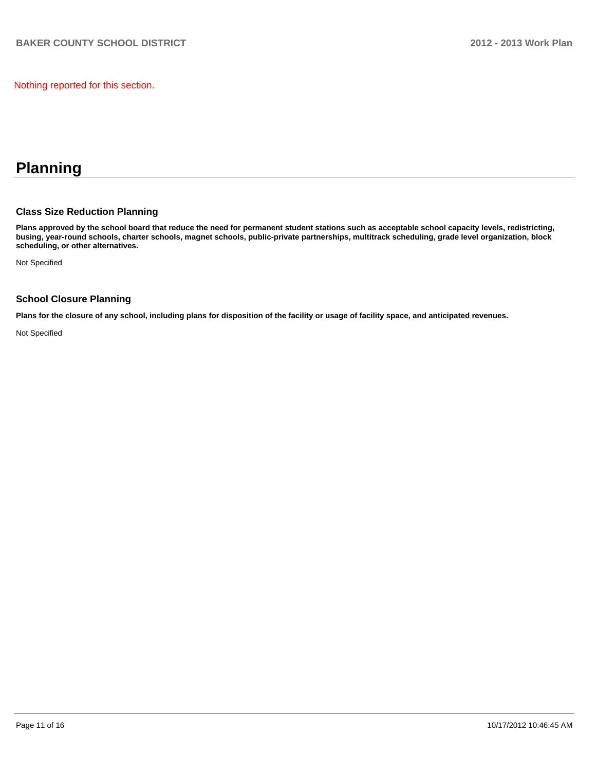Nothing reported for this section.

# Planning

### Class Size Reduction Planning

**Plans approved by the school board that reduce the need for permanent student stations such as acceptable school capacity levels, redistricting, busing, year-round schools, charter schools, magnet schools, public-private partnerships, multitrack scheduling, grade level organization, block scheduling, or other alternatives.**

Not Specified

### School Closure Planning

**Plans for the closure of any school, including plans for disposition of the facility or usage of facility space, and anticipated revenues.**

Not Specified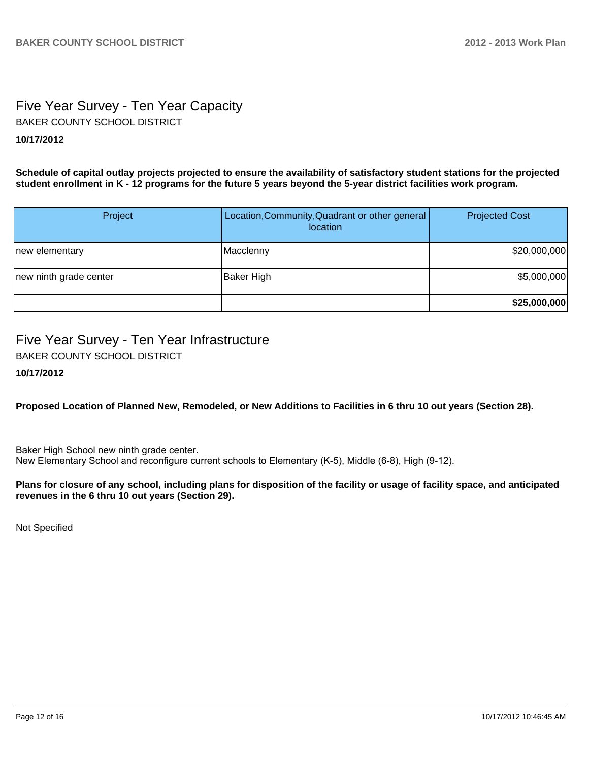## Five Year Survey - Ten Year Capacity

BAKER COUNTY SCHOOL DISTRICT

**10/17/2012**

**Schedule of capital outlay projects projected to ensure the availability of satisfactory student stations for the projected student enrollment in K - 12 programs for the future 5 years beyond the 5-year district facilities work program.**

| Project | Location,Community,Quadrant or other general location | Projected Cost |
|---|---|---|
| new elementary | Macclenny | $20,000,000 |
| new ninth grade center | Baker High | $5,000,000 |
| | | **$25,000,000** |

## Five Year Survey - Ten Year Infrastructure

BAKER COUNTY SCHOOL DISTRICT

**10/17/2012**

**Proposed Location of Planned New, Remodeled, or New Additions to Facilities in 6 thru 10 out years (Section 28).**

Baker High School new ninth grade center.
New Elementary School and reconfigure current schools to Elementary (K-5), Middle (6-8), High (9-12).

**Plans for closure of any school, including plans for disposition of the facility or usage of facility space, and anticipated revenues in the 6 thru 10 out years (Section 29).**

Not Specified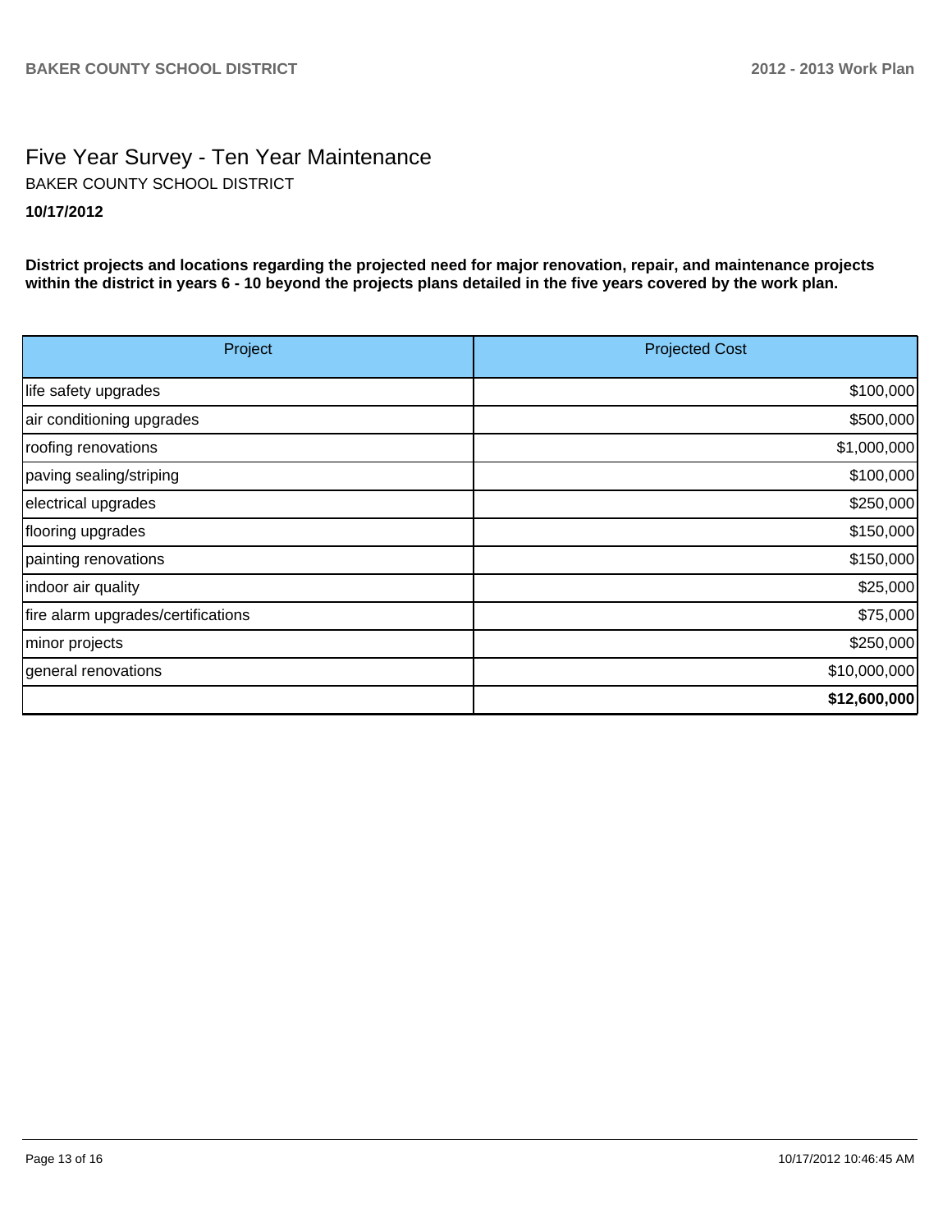# Five Year Survey - Ten Year Maintenance

BAKER COUNTY SCHOOL DISTRICT

**10/17/2012**

**District projects and locations regarding the projected need for major renovation, repair, and maintenance projects within the district in years 6 - 10 beyond the projects plans detailed in the five years covered by the work plan.**

| Project | Projected Cost |
|---|---|
| life safety upgrades | $100,000 |
| air conditioning upgrades | $500,000 |
| roofing renovations | $1,000,000 |
| paving sealing/striping | $100,000 |
| electrical upgrades | $250,000 |
| flooring upgrades | $150,000 |
| painting renovations | $150,000 |
| indoor air quality | $25,000 |
| fire alarm upgrades/certifications | $75,000 |
| minor projects | $250,000 |
| general renovations | $10,000,000 |
| | **$12,600,000** |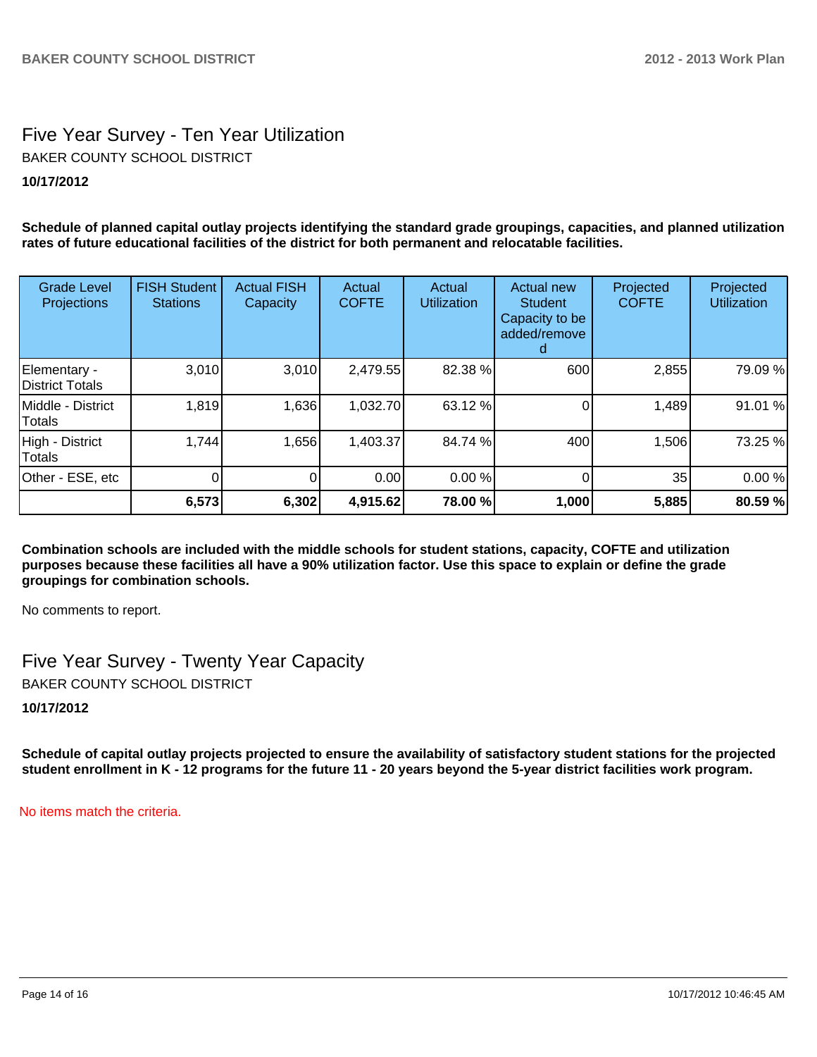## Five Year Survey - Ten Year Utilization

BAKER COUNTY SCHOOL DISTRICT

**10/17/2012**

**Schedule of planned capital outlay projects identifying the standard grade groupings, capacities, and planned utilization rates of future educational facilities of the district for both permanent and relocatable facilities.**

| Grade Level Projections | FISH Student Stations | Actual FISH Capacity | Actual COFTE | Actual Utilization | Actual new Student Capacity to be added/removed | Projected COFTE | Projected Utilization |
|---|---|---|---|---|---|---|---|
| Elementary - District Totals | 3,010 | 3,010 | 2,479.55 | 82.38 % | 600 | 2,855 | 79.09 % |
| Middle - District Totals | 1,819 | 1,636 | 1,032.70 | 63.12 % | 0 | 1,489 | 91.01 % |
| High - District Totals | 1,744 | 1,656 | 1,403.37 | 84.74 % | 400 | 1,506 | 73.25 % |
| Other - ESE, etc | 0 | 0 | 0.00 | 0.00 % | 0 | 35 | 0.00 % |
| | **6,573** | **6,302** | **4,915.62** | **78.00 %** | **1,000** | **5,885** | **80.59 %** |

**Combination schools are included with the middle schools for student stations, capacity, COFTE and utilization purposes because these facilities all have a 90% utilization factor. Use this space to explain or define the grade groupings for combination schools.**

No comments to report.

## Five Year Survey - Twenty Year Capacity

BAKER COUNTY SCHOOL DISTRICT

**10/17/2012**

**Schedule of capital outlay projects projected to ensure the availability of satisfactory student stations for the projected student enrollment in K - 12 programs for the future 11 - 20 years beyond the 5-year district facilities work program.**

No items match the criteria.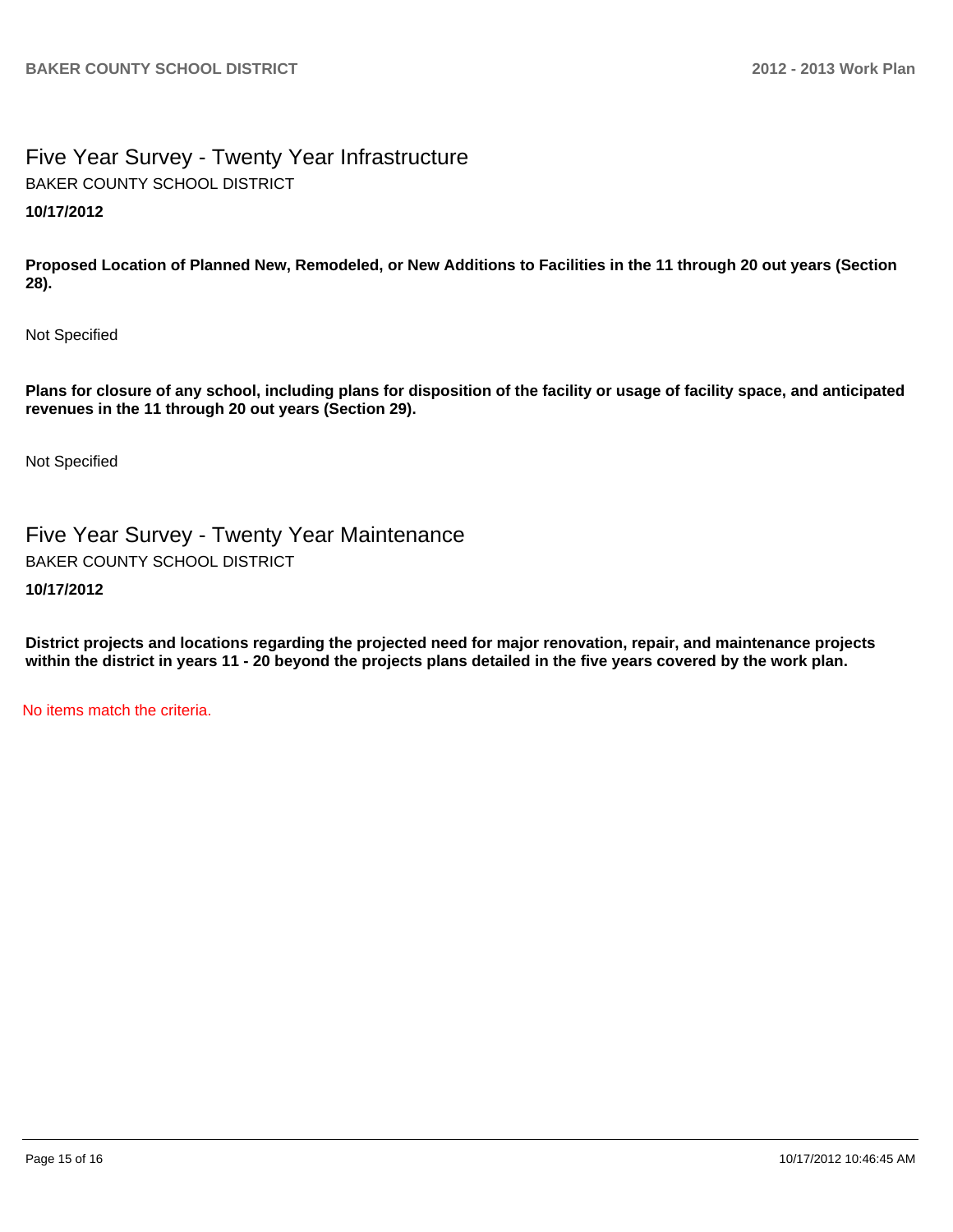## Five Year Survey - Twenty Year Infrastructure

BAKER COUNTY SCHOOL DISTRICT

**10/17/2012**

**Proposed Location of Planned New, Remodeled, or New Additions to Facilities in the 11 through 20 out years (Section 28).**

Not Specified

**Plans for closure of any school, including plans for disposition of the facility or usage of facility space, and anticipated revenues in the 11 through 20 out years (Section 29).**

Not Specified

## Five Year Survey - Twenty Year Maintenance

BAKER COUNTY SCHOOL DISTRICT

**10/17/2012**

**District projects and locations regarding the projected need for major renovation, repair, and maintenance projects within the district in years 11 - 20 beyond the projects plans detailed in the five years covered by the work plan.**

No items match the criteria.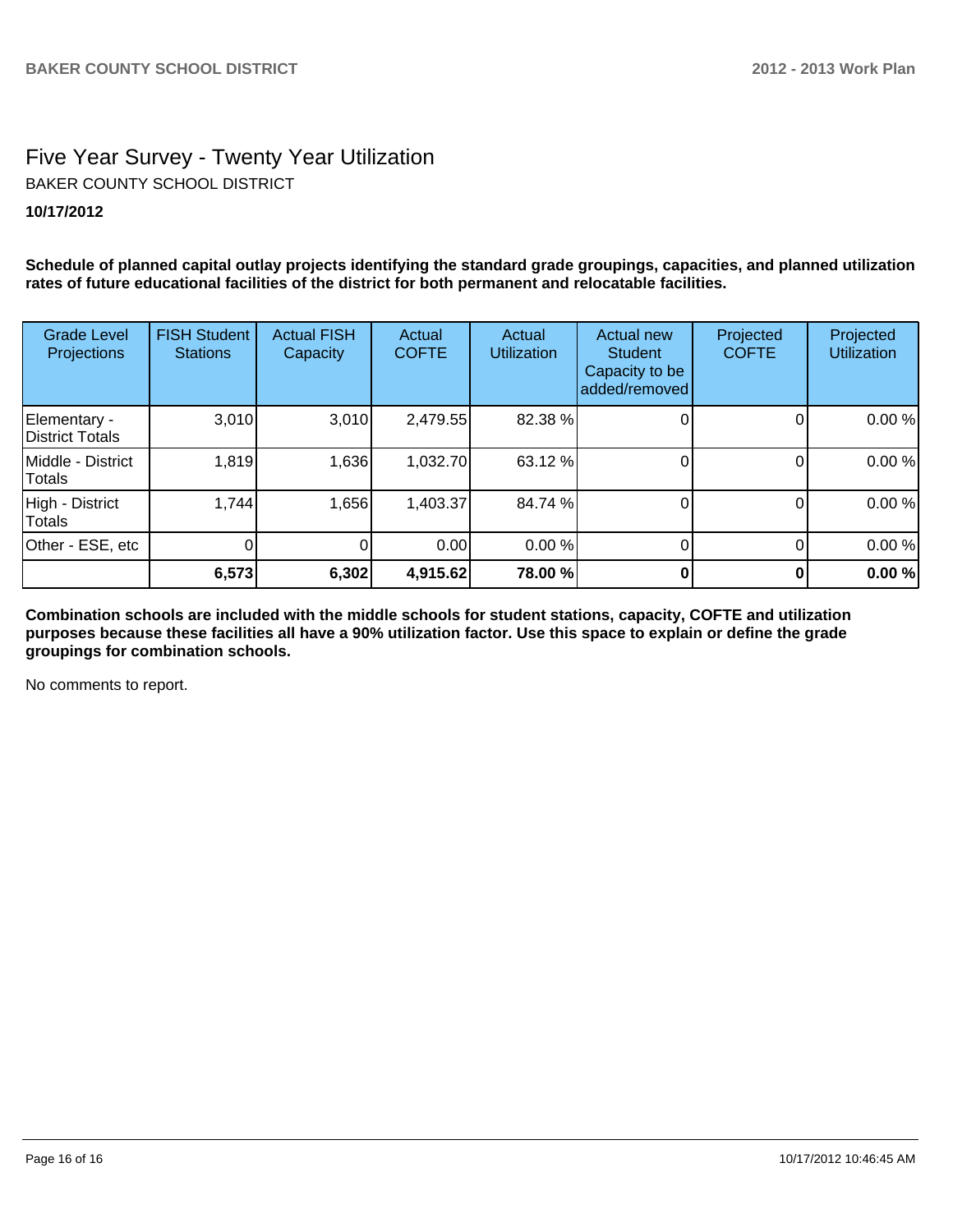# Five Year Survey - Twenty Year Utilization

BAKER COUNTY SCHOOL DISTRICT

**10/17/2012**

**Schedule of planned capital outlay projects identifying the standard grade groupings, capacities, and planned utilization rates of future educational facilities of the district for both permanent and relocatable facilities.**

| Grade Level Projections | FISH Student Stations | Actual FISH Capacity | Actual COFTE | Actual Utilization | Actual new Student Capacity to be added/removed | Projected COFTE | Projected Utilization |
|---|---|---|---|---|---|---|---|
| Elementary - District Totals | 3,010 | 3,010 | 2,479.55 | 82.38 % | 0 | 0 | 0.00 % |
| Middle - District Totals | 1,819 | 1,636 | 1,032.70 | 63.12 % | 0 | 0 | 0.00 % |
| High - District Totals | 1,744 | 1,656 | 1,403.37 | 84.74 % | 0 | 0 | 0.00 % |
| Other - ESE, etc | 0 | 0 | 0.00 | 0.00 % | 0 | 0 | 0.00 % |
| | **6,573** | **6,302** | **4,915.62** | **78.00 %** | **0** | **0** | **0.00 %** |

**Combination schools are included with the middle schools for student stations, capacity, COFTE and utilization purposes because these facilities all have a 90% utilization factor. Use this space to explain or define the grade groupings for combination schools.**

No comments to report.